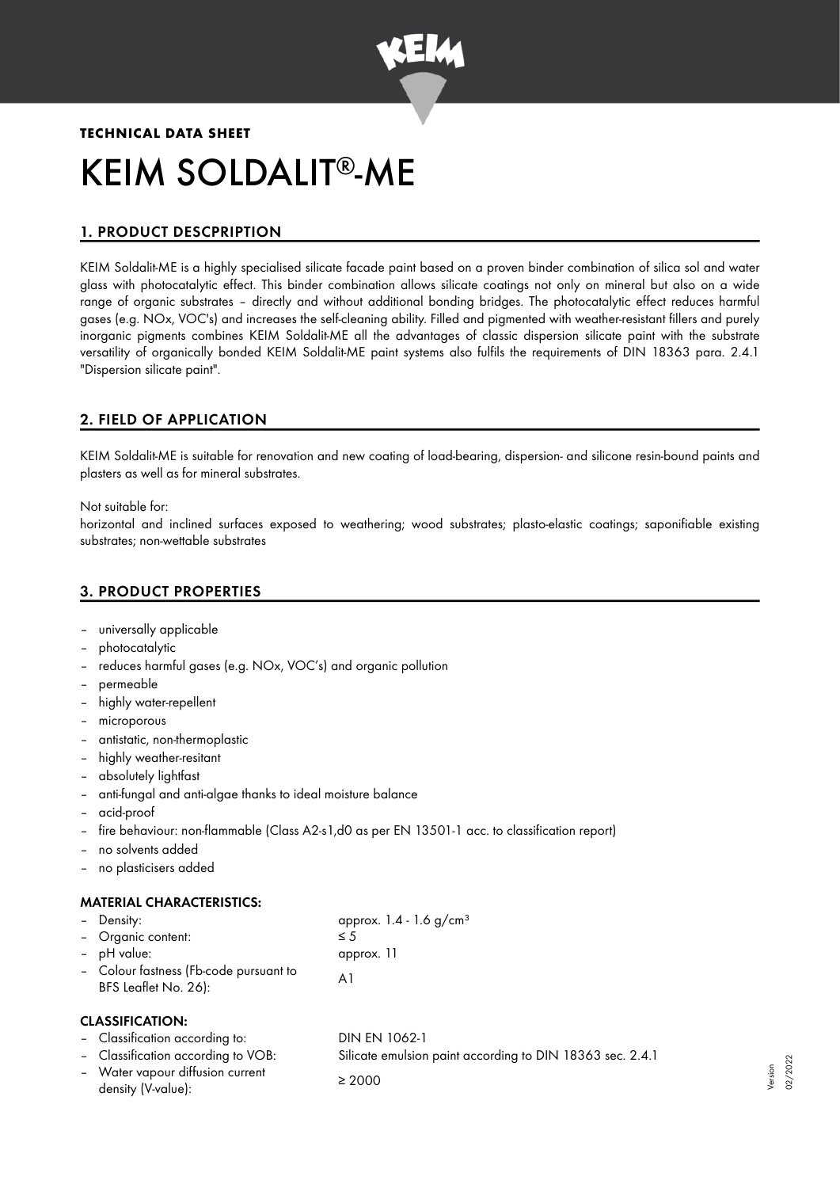**TECHNICAL DATA SHEET**

# KEIM SOLDALIT®-ME

## 1. PRODUCT DESCPRIPTION

KEIM Soldalit-ME is a highly specialised silicate facade paint based on a proven binder combination of silica sol and water glass with photocatalytic effect. This binder combination allows silicate coatings not only on mineral but also on a wide range of organic substrates – directly and without additional bonding bridges. The photocatalytic effect reduces harmful gases (e.g. NOx, VOC's) and increases the self-cleaning ability. Filled and pigmented with weather-resistant fillers and purely inorganic pigments combines KEIM Soldalit-ME all the advantages of classic dispersion silicate paint with the substrate versatility of organically bonded KEIM Soldalit-ME paint systems also fulfils the requirements of DIN 18363 para. 2.4.1 "Dispersion silicate paint".

## 2. FIELD OF APPLICATION

KEIM Soldalit-ME is suitable for renovation and new coating of load-bearing, dispersion- and silicone resin-bound paints and plasters as well as for mineral substrates.

Not suitable for:
horizontal and inclined surfaces exposed to weathering; wood substrates; plasto-elastic coatings; saponifiable existing substrates; non-wettable substrates

## 3. PRODUCT PROPERTIES

- universally applicable
- photocatalytic
- reduces harmful gases (e.g. NOx, VOC's) and organic pollution
- permeable
- highly water-repellent
- microporous
- antistatic, non-thermoplastic
- highly weather-resitant
- absolutely lightfast
- anti-fungal and anti-algae thanks to ideal moisture balance
- acid-proof
- fire behaviour: non-flammable (Class A2-s1,d0 as per EN 13501-1 acc. to classification report)
- no solvents added
- no plasticisers added

### MATERIAL CHARACTERISTICS:

| | |
|---|---|
| – Density: | approx. 1.4 - 1.6 g/cm³ |
| – Organic content: | ≤ 5 |
| – pH value: | approx. 11 |
| – Colour fastness (Fb-code pursuant to BFS Leaflet No. 26): | A1 |

### CLASSIFICATION:

| | |
|---|---|
| – Classification according to: | DIN EN 1062-1 |
| – Classification according to VOB: | Silicate emulsion paint according to DIN 18363 sec. 2.4.1 |
| – Water vapour diffusion current density (V-value): | ≥ 2000 |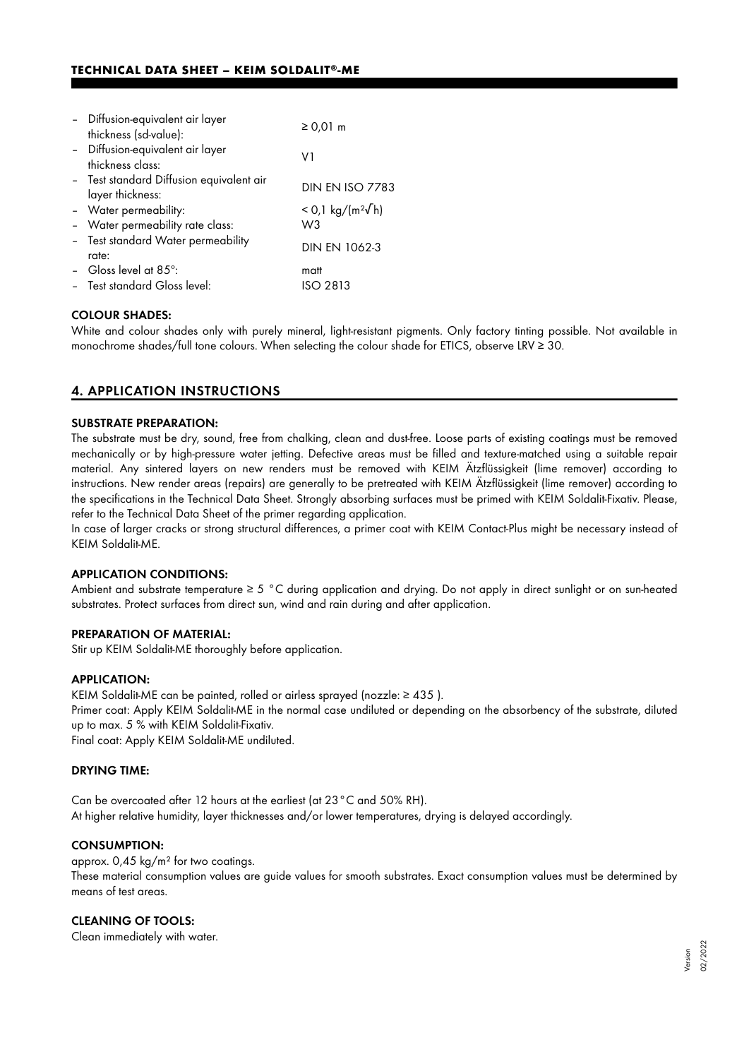- Diffusion-equivalent air layer thickness (sd-value): ≥ 0,01 m
- Diffusion-equivalent air layer thickness class: V1
- Test standard Diffusion equivalent air layer thickness: DIN EN ISO 7783
- Water permeability: < 0,1 kg/(m²√h)
- Water permeability rate class: W3
- Test standard Water permeability rate: DIN EN 1062-3
- Gloss level at 85°: matt
- Test standard Gloss level: ISO 2813

#### COLOUR SHADES:

White and colour shades only with purely mineral, light-resistant pigments. Only factory tinting possible. Not available in monochrome shades/full tone colours. When selecting the colour shade for ETICS, observe LRV ≥ 30.

## 4. APPLICATION INSTRUCTIONS

#### SUBSTRATE PREPARATION:

The substrate must be dry, sound, free from chalking, clean and dust-free. Loose parts of existing coatings must be removed mechanically or by high-pressure water jetting. Defective areas must be filled and texture-matched using a suitable repair material. Any sintered layers on new renders must be removed with KEIM Ätzflüssigkeit (lime remover) according to instructions. New render areas (repairs) are generally to be pretreated with KEIM Ätzflüssigkeit (lime remover) according to the specifications in the Technical Data Sheet. Strongly absorbing surfaces must be primed with KEIM Soldalit-Fixativ. Please, refer to the Technical Data Sheet of the primer regarding application.

In case of larger cracks or strong structural differences, a primer coat with KEIM Contact-Plus might be necessary instead of KEIM Soldalit-ME.

#### APPLICATION CONDITIONS:

Ambient and substrate temperature ≥ 5 °C during application and drying. Do not apply in direct sunlight or on sun-heated substrates. Protect surfaces from direct sun, wind and rain during and after application.

#### PREPARATION OF MATERIAL:

Stir up KEIM Soldalit-ME thoroughly before application.

#### APPLICATION:

KEIM Soldalit-ME can be painted, rolled or airless sprayed (nozzle: ≥ 435 ).

Primer coat: Apply KEIM Soldalit-ME in the normal case undiluted or depending on the absorbency of the substrate, diluted up to max. 5 % with KEIM Soldalit-Fixativ.

Final coat: Apply KEIM Soldalit-ME undiluted.

#### DRYING TIME:

Can be overcoated after 12 hours at the earliest (at 23 °C and 50% RH).

At higher relative humidity, layer thicknesses and/or lower temperatures, drying is delayed accordingly.

#### CONSUMPTION:

approx. 0,45 kg/m² for two coatings.

These material consumption values are guide values for smooth substrates. Exact consumption values must be determined by means of test areas.

#### CLEANING OF TOOLS:

Clean immediately with water.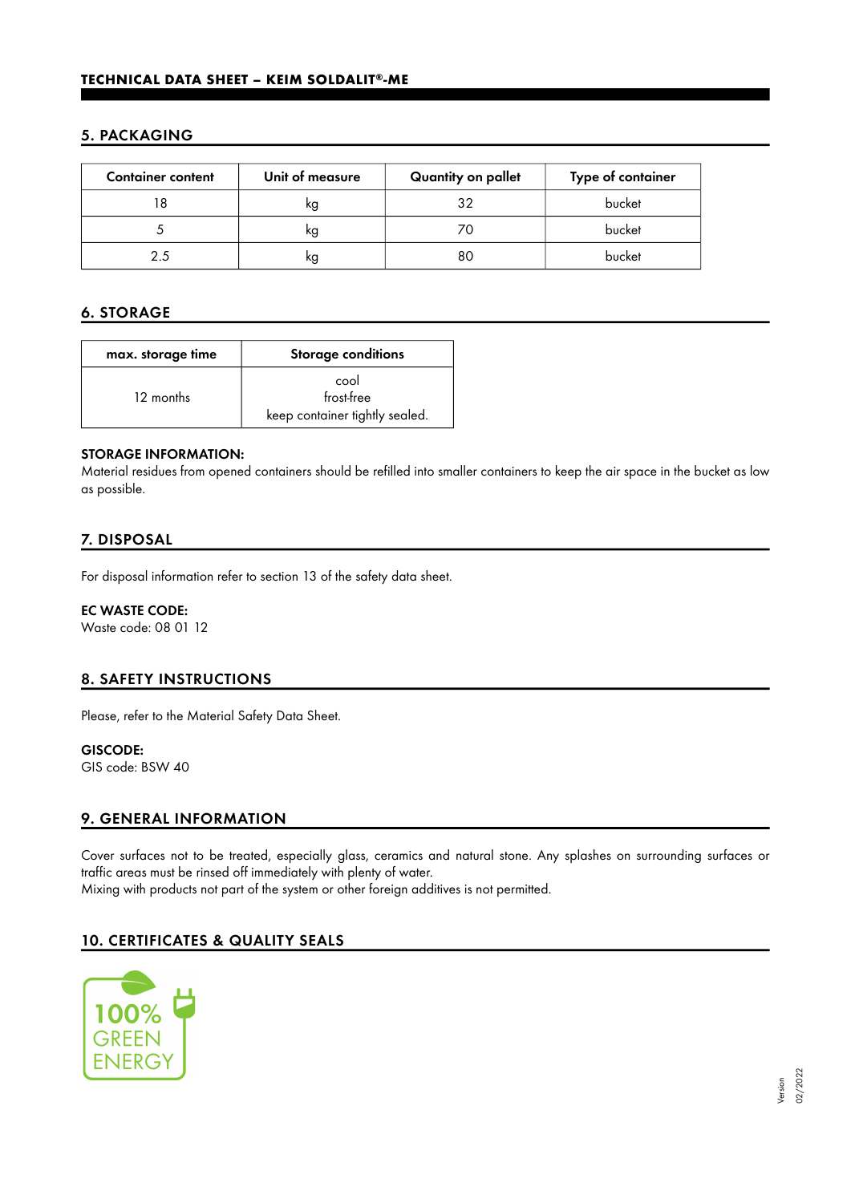## 5. PACKAGING

| Container content | Unit of measure | Quantity on pallet | Type of container |
|---|---|---|---|
| 18 | kg | 32 | bucket |
| 5 | kg | 70 | bucket |
| 2.5 | kg | 80 | bucket |

## 6. STORAGE

| max. storage time | Storage conditions |
|---|---|
| 12 months | cool<br>frost-free<br>keep container tightly sealed. |

**STORAGE INFORMATION:**
Material residues from opened containers should be refilled into smaller containers to keep the air space in the bucket as low as possible.

## 7. DISPOSAL

For disposal information refer to section 13 of the safety data sheet.

**EC WASTE CODE:**
Waste code: 08 01 12

## 8. SAFETY INSTRUCTIONS

Please, refer to the Material Safety Data Sheet.

**GISCODE:**
GIS code: BSW 40

## 9. GENERAL INFORMATION

Cover surfaces not to be treated, especially glass, ceramics and natural stone. Any splashes on surrounding surfaces or traffic areas must be rinsed off immediately with plenty of water.
Mixing with products not part of the system or other foreign additives is not permitted.

## 10. CERTIFICATES & QUALITY SEALS

100% GREEN ENERGY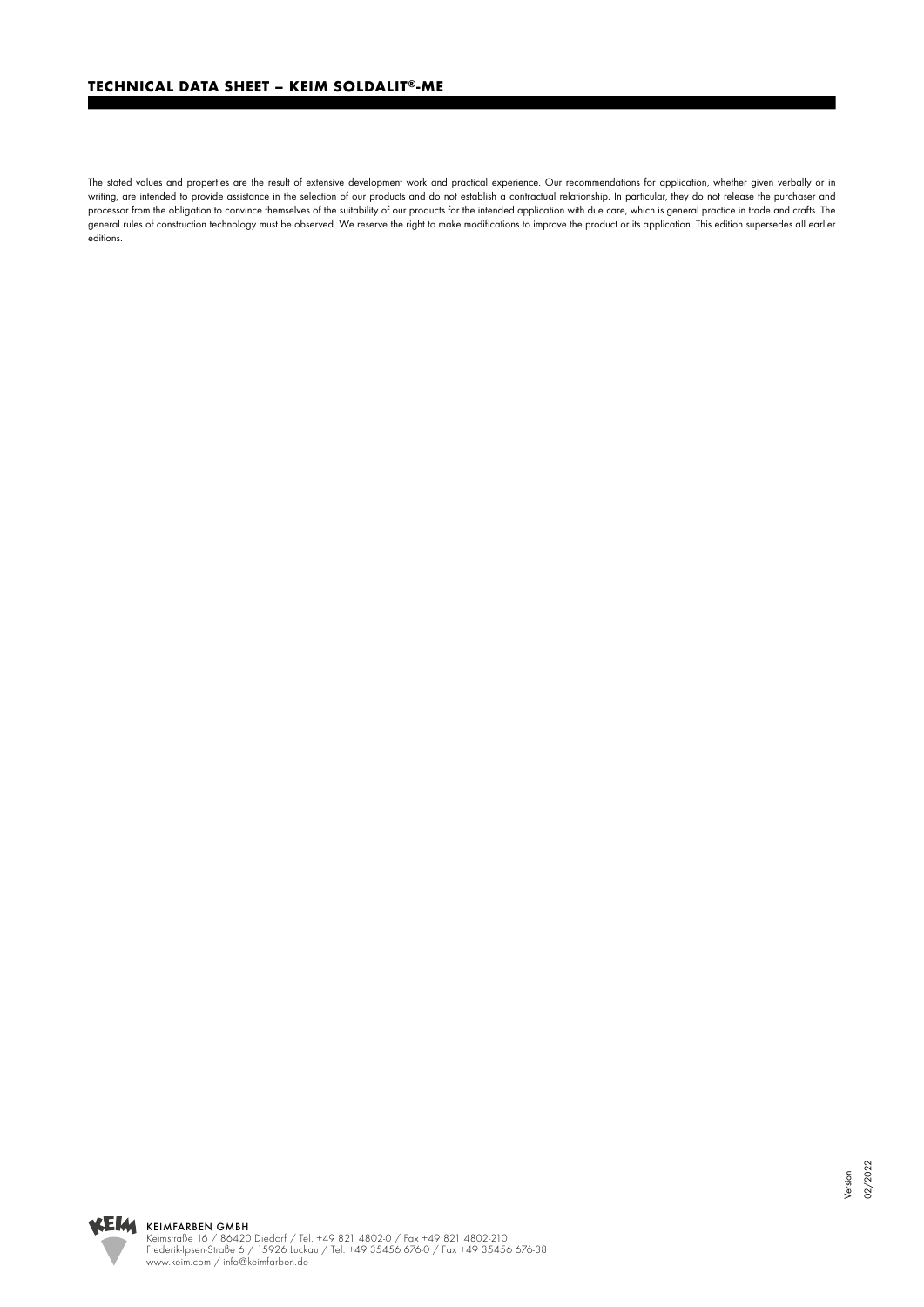The stated values and properties are the result of extensive development work and practical experience. Our recommendations for application, whether given verbally or in writing, are intended to provide assistance in the selection of our products and do not establish a contractual relationship. In particular, they do not release the purchaser and processor from the obligation to convince themselves of the suitability of our products for the intended application with due care, which is general practice in trade and crafts. The general rules of construction technology must be observed. We reserve the right to make modifications to improve the product or its application. This edition supersedes all earlier editions.

KEIMFARBEN GMBH
Keimstraße 16 / 86420 Diedorf / Tel. +49 821 4802-0 / Fax +49 821 4802-210
Frederik-Ipsen-Straße 6 / 15926 Luckau / Tel. +49 35456 676-0 / Fax +49 35456 676-38
www.keim.com / info@keimfarben.de

Version 02/2022